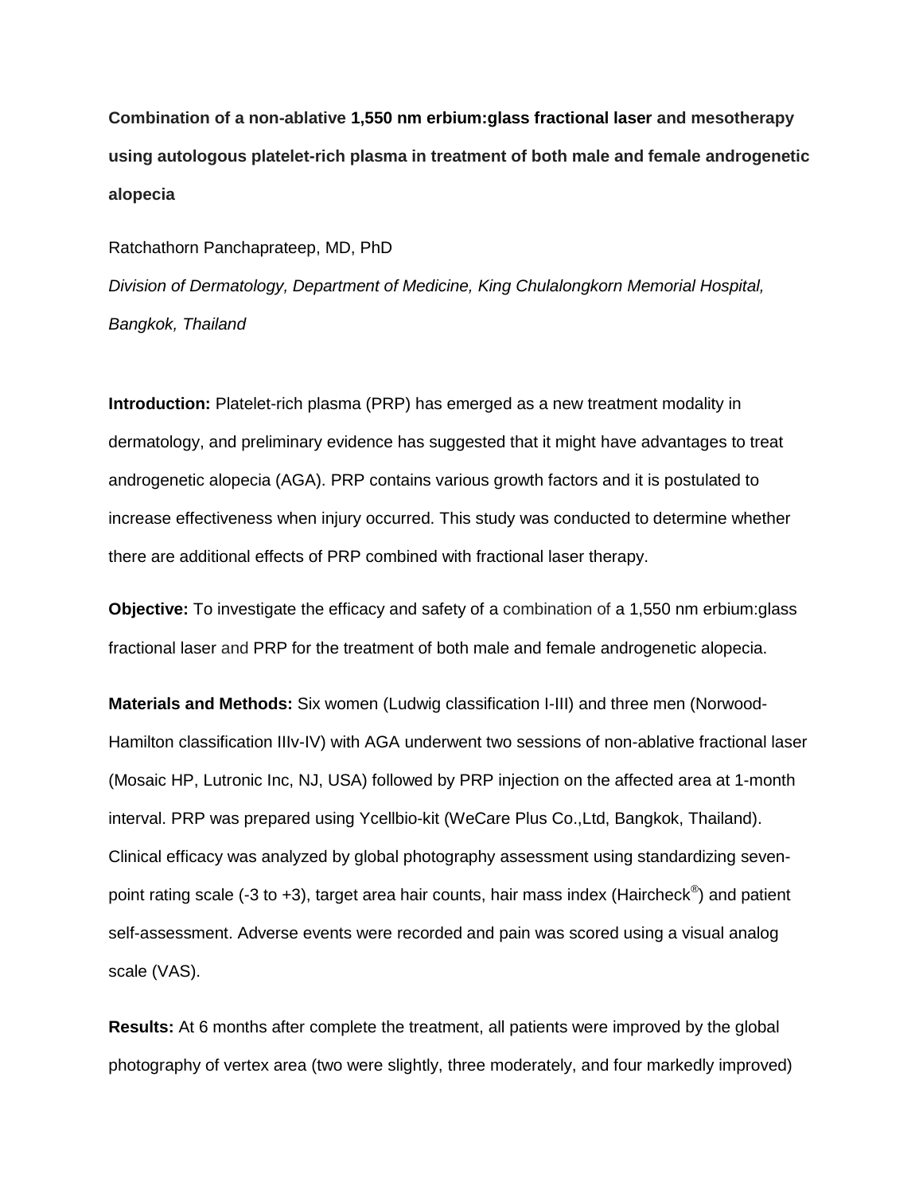**Combination of a non-ablative 1,550 nm erbium:glass fractional laser and mesotherapy using autologous platelet-rich plasma in treatment of both male and female androgenetic alopecia**

Ratchathorn Panchaprateep, MD, PhD

*Division of Dermatology, Department of Medicine, King Chulalongkorn Memorial Hospital, Bangkok, Thailand*

**Introduction:** Platelet-rich plasma (PRP) has emerged as a new treatment modality in dermatology, and preliminary evidence has suggested that it might have advantages to treat androgenetic alopecia (AGA). PRP contains various growth factors and it is postulated to increase effectiveness when injury occurred. This study was conducted to determine whether there are additional effects of PRP combined with fractional laser therapy.

**Objective:** To investigate the efficacy and safety of a combination of a 1,550 nm erbium:glass fractional laser and PRP for the treatment of both male and female androgenetic alopecia.

**Materials and Methods:** Six women (Ludwig classification I-III) and three men (Norwood-Hamilton classification IIIv-IV) with AGA underwent two sessions of non-ablative fractional laser (Mosaic HP, Lutronic Inc, NJ, USA) followed by PRP injection on the affected area at 1-month interval. PRP was prepared using Ycellbio-kit (WeCare Plus Co.,Ltd, Bangkok, Thailand). Clinical efficacy was analyzed by global photography assessment using standardizing seven-point rating scale (-3 to +3), target area hair counts, hair mass index (Haircheck®) and patient self-assessment. Adverse events were recorded and pain was scored using a visual analog scale (VAS).

**Results:** At 6 months after complete the treatment, all patients were improved by the global photography of vertex area (two were slightly, three moderately, and four markedly improved)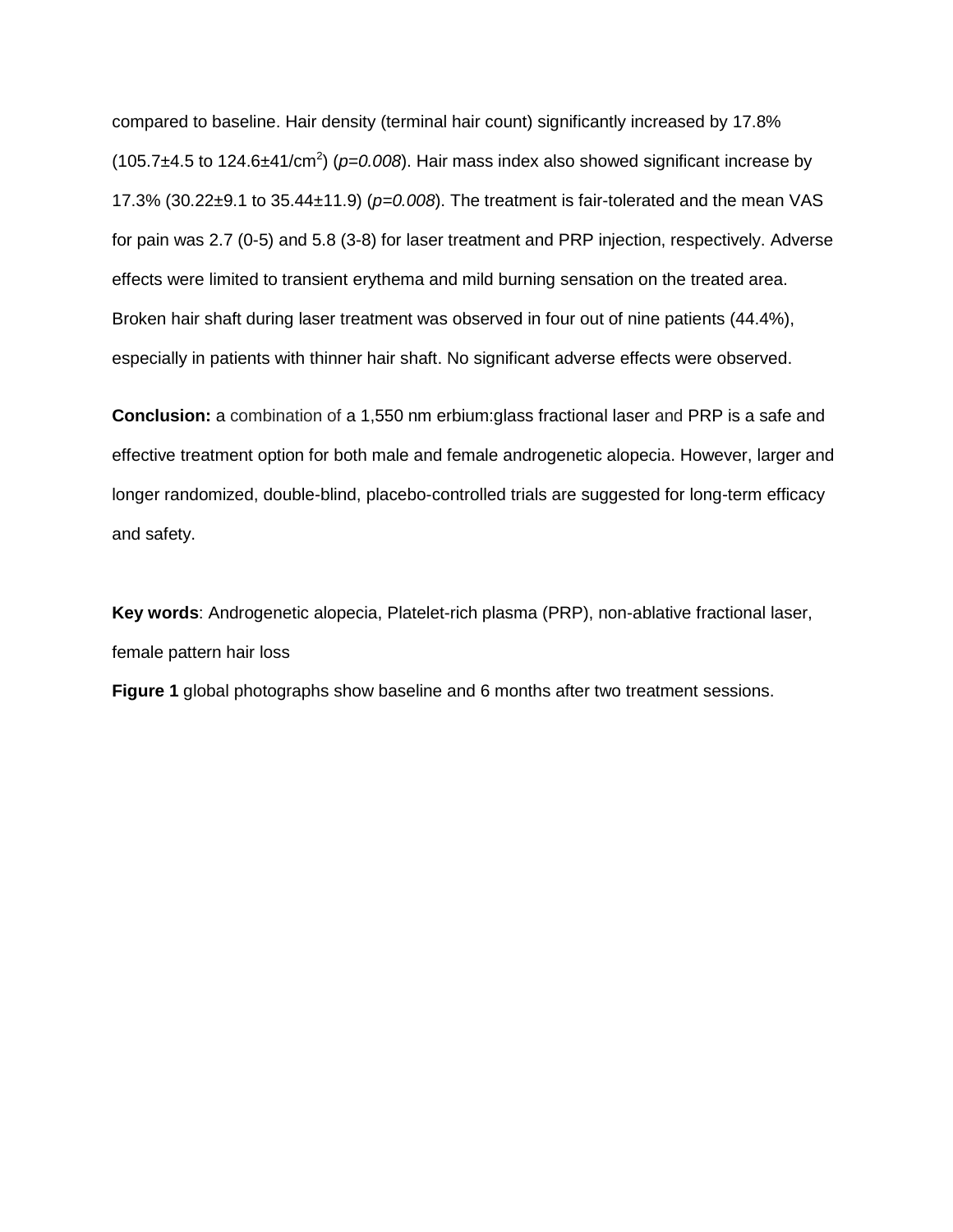compared to baseline. Hair density (terminal hair count) significantly increased by 17.8% (105.7±4.5 to 124.6±41/cm$^2$) (*p=0.008*). Hair mass index also showed significant increase by 17.3% (30.22±9.1 to 35.44±11.9) (*p=0.008*). The treatment is fair-tolerated and the mean VAS for pain was 2.7 (0-5) and 5.8 (3-8) for laser treatment and PRP injection, respectively. Adverse effects were limited to transient erythema and mild burning sensation on the treated area. Broken hair shaft during laser treatment was observed in four out of nine patients (44.4%), especially in patients with thinner hair shaft. No significant adverse effects were observed.

**Conclusion:** a combination of a 1,550 nm erbium:glass fractional laser and PRP is a safe and effective treatment option for both male and female androgenetic alopecia. However, larger and longer randomized, double-blind, placebo-controlled trials are suggested for long-term efficacy and safety.

**Key words**: Androgenetic alopecia, Platelet-rich plasma (PRP), non-ablative fractional laser, female pattern hair loss

**Figure 1** global photographs show baseline and 6 months after two treatment sessions.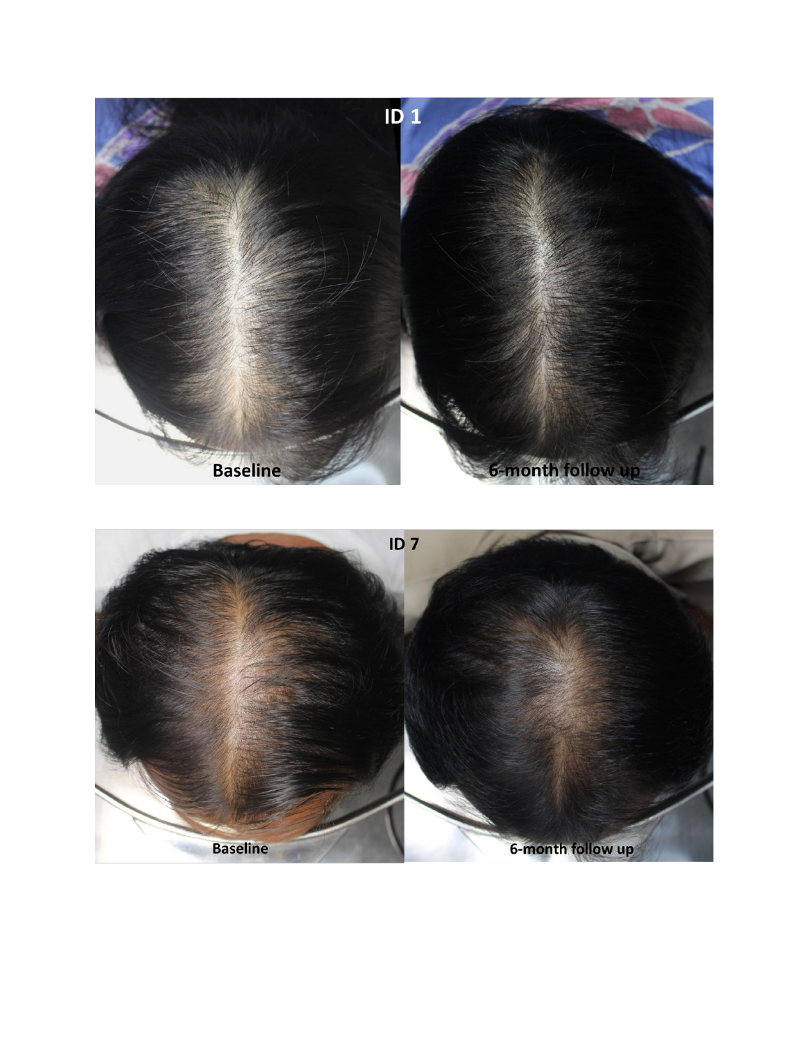ID 1

Baseline

6-month follow up

ID 7

Baseline

6-month follow up